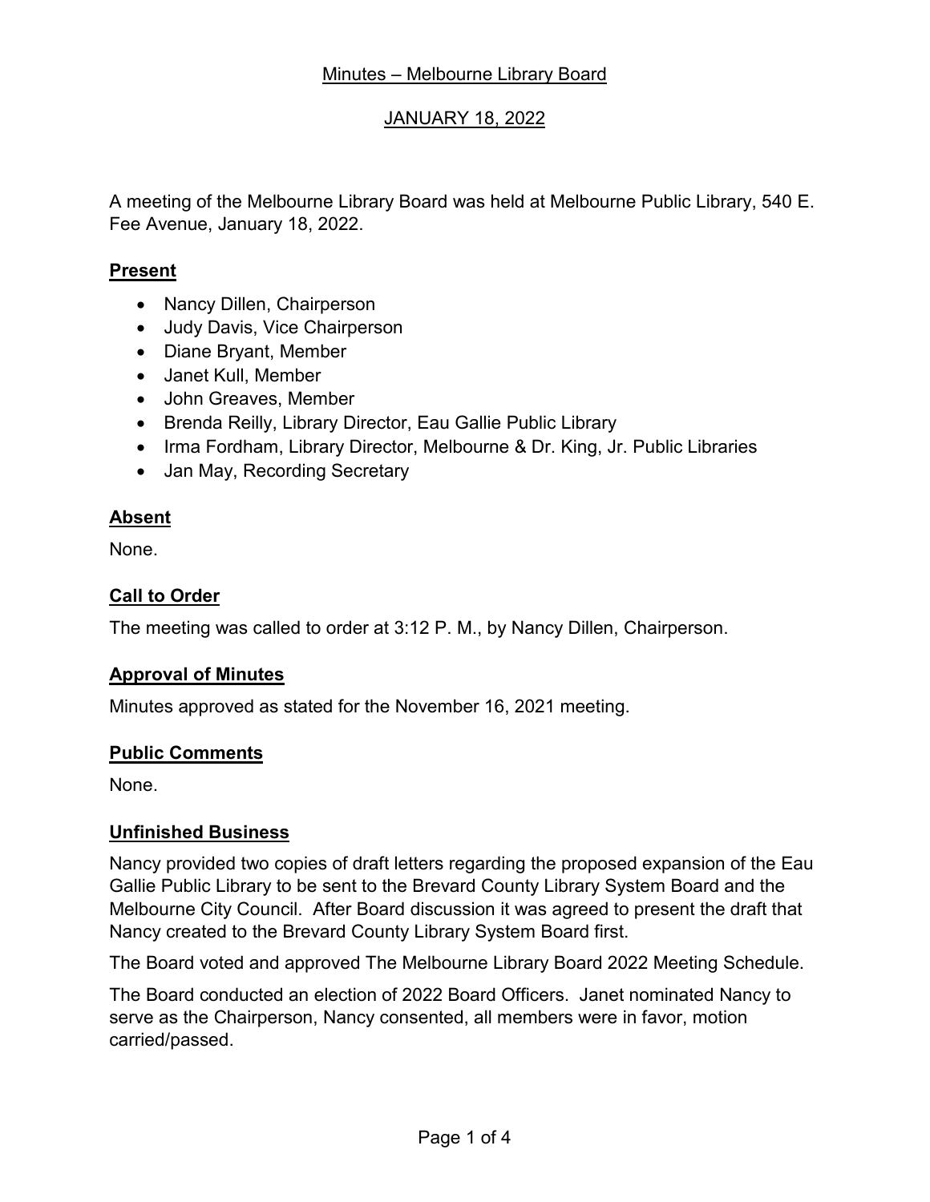# Minutes – Melbourne Library Board

## JANUARY 18, 2022

A meeting of the Melbourne Library Board was held at Melbourne Public Library, 540 E. Fee Avenue, January 18, 2022.

### Present

- Nancy Dillen, Chairperson
- Judy Davis, Vice Chairperson
- Diane Bryant, Member
- Janet Kull, Member
- John Greaves, Member
- Brenda Reilly, Library Director, Eau Gallie Public Library
- Irma Fordham, Library Director, Melbourne & Dr. King, Jr. Public Libraries
- Jan May, Recording Secretary

### Absent

None.

### Call to Order

The meeting was called to order at 3:12 P. M., by Nancy Dillen, Chairperson.

### Approval of Minutes

Minutes approved as stated for the November 16, 2021 meeting.

### Public Comments

None.

### Unfinished Business

Nancy provided two copies of draft letters regarding the proposed expansion of the Eau Gallie Public Library to be sent to the Brevard County Library System Board and the Melbourne City Council. After Board discussion it was agreed to present the draft that Nancy created to the Brevard County Library System Board first.

The Board voted and approved The Melbourne Library Board 2022 Meeting Schedule.

The Board conducted an election of 2022 Board Officers. Janet nominated Nancy to serve as the Chairperson, Nancy consented, all members were in favor, motion carried/passed.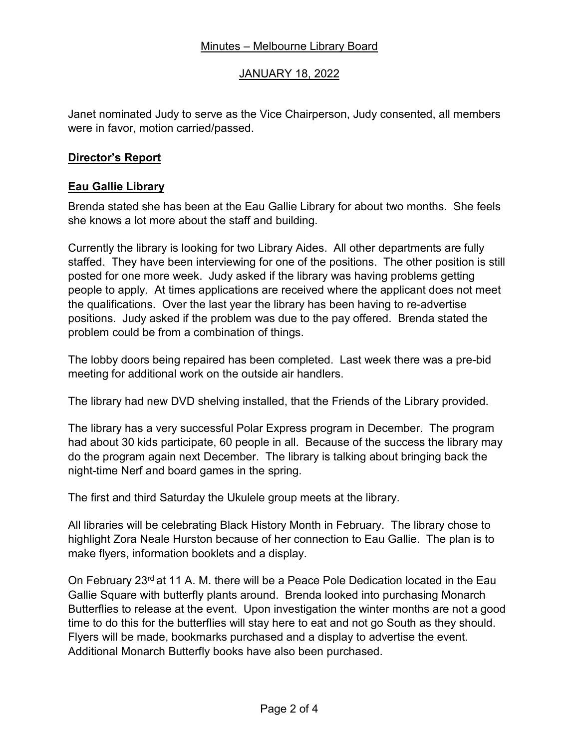Minutes – Melbourne Library Board

JANUARY 18, 2022

Janet nominated Judy to serve as the Vice Chairperson, Judy consented, all members were in favor, motion carried/passed.

**Director's Report**

**Eau Gallie Library**

Brenda stated she has been at the Eau Gallie Library for about two months. She feels she knows a lot more about the staff and building.

Currently the library is looking for two Library Aides. All other departments are fully staffed. They have been interviewing for one of the positions. The other position is still posted for one more week. Judy asked if the library was having problems getting people to apply. At times applications are received where the applicant does not meet the qualifications. Over the last year the library has been having to re-advertise positions. Judy asked if the problem was due to the pay offered. Brenda stated the problem could be from a combination of things.

The lobby doors being repaired has been completed. Last week there was a pre-bid meeting for additional work on the outside air handlers.

The library had new DVD shelving installed, that the Friends of the Library provided.

The library has a very successful Polar Express program in December. The program had about 30 kids participate, 60 people in all. Because of the success the library may do the program again next December. The library is talking about bringing back the night-time Nerf and board games in the spring.

The first and third Saturday the Ukulele group meets at the library.

All libraries will be celebrating Black History Month in February. The library chose to highlight Zora Neale Hurston because of her connection to Eau Gallie. The plan is to make flyers, information booklets and a display.

On February 23rd at 11 A. M. there will be a Peace Pole Dedication located in the Eau Gallie Square with butterfly plants around. Brenda looked into purchasing Monarch Butterflies to release at the event. Upon investigation the winter months are not a good time to do this for the butterflies will stay here to eat and not go South as they should. Flyers will be made, bookmarks purchased and a display to advertise the event. Additional Monarch Butterfly books have also been purchased.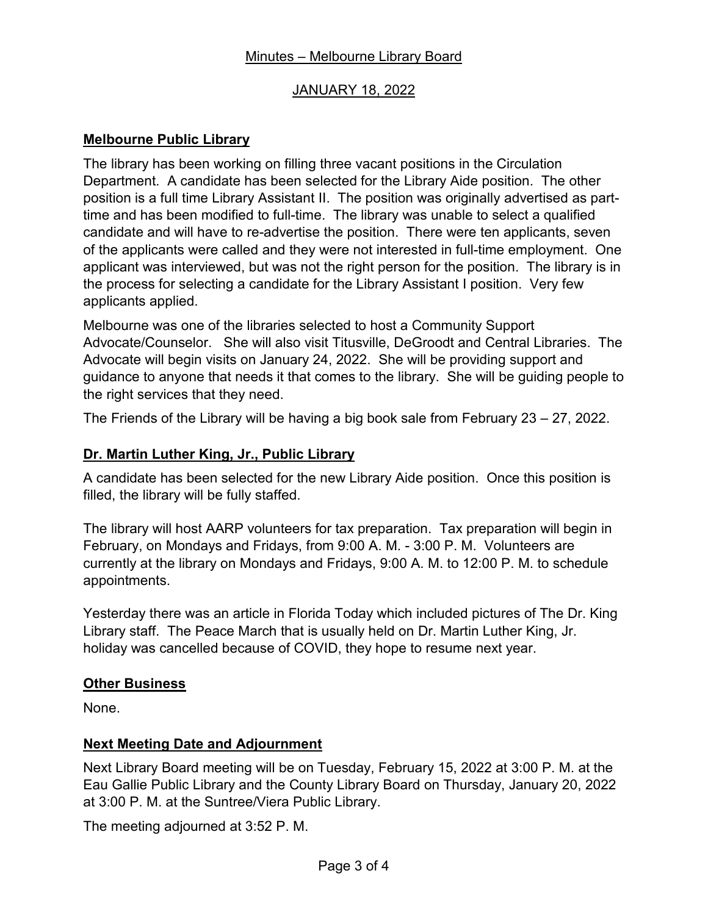Minutes – Melbourne Library Board

JANUARY 18, 2022

## Melbourne Public Library

The library has been working on filling three vacant positions in the Circulation Department. A candidate has been selected for the Library Aide position. The other position is a full time Library Assistant II. The position was originally advertised as part-time and has been modified to full-time. The library was unable to select a qualified candidate and will have to re-advertise the position. There were ten applicants, seven of the applicants were called and they were not interested in full-time employment. One applicant was interviewed, but was not the right person for the position. The library is in the process for selecting a candidate for the Library Assistant I position. Very few applicants applied.

Melbourne was one of the libraries selected to host a Community Support Advocate/Counselor. She will also visit Titusville, DeGroodt and Central Libraries. The Advocate will begin visits on January 24, 2022. She will be providing support and guidance to anyone that needs it that comes to the library. She will be guiding people to the right services that they need.

The Friends of the Library will be having a big book sale from February 23 – 27, 2022.

## Dr. Martin Luther King, Jr., Public Library

A candidate has been selected for the new Library Aide position. Once this position is filled, the library will be fully staffed.

The library will host AARP volunteers for tax preparation. Tax preparation will begin in February, on Mondays and Fridays, from 9:00 A. M. - 3:00 P. M. Volunteers are currently at the library on Mondays and Fridays, 9:00 A. M. to 12:00 P. M. to schedule appointments.

Yesterday there was an article in Florida Today which included pictures of The Dr. King Library staff. The Peace March that is usually held on Dr. Martin Luther King, Jr. holiday was cancelled because of COVID, they hope to resume next year.

## Other Business

None.

## Next Meeting Date and Adjournment

Next Library Board meeting will be on Tuesday, February 15, 2022 at 3:00 P. M. at the Eau Gallie Public Library and the County Library Board on Thursday, January 20, 2022 at 3:00 P. M. at the Suntree/Viera Public Library.

The meeting adjourned at 3:52 P. M.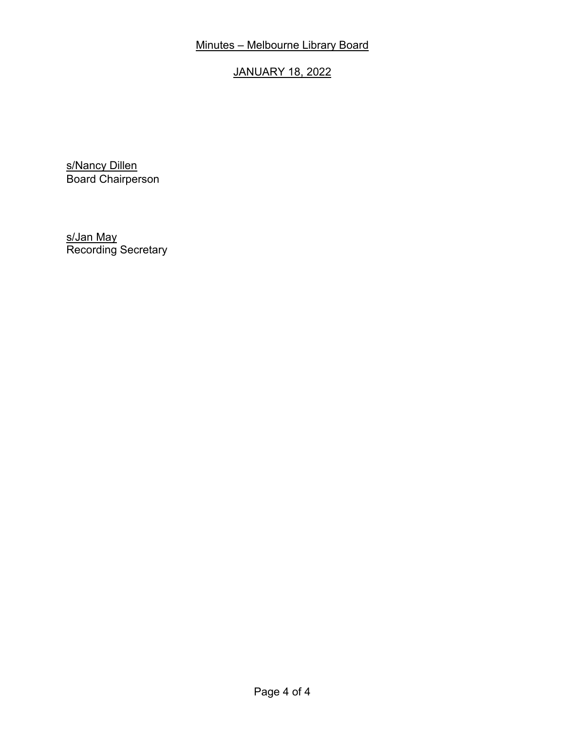s/Nancy Dillen
Board Chairperson

s/Jan May
Recording Secretary